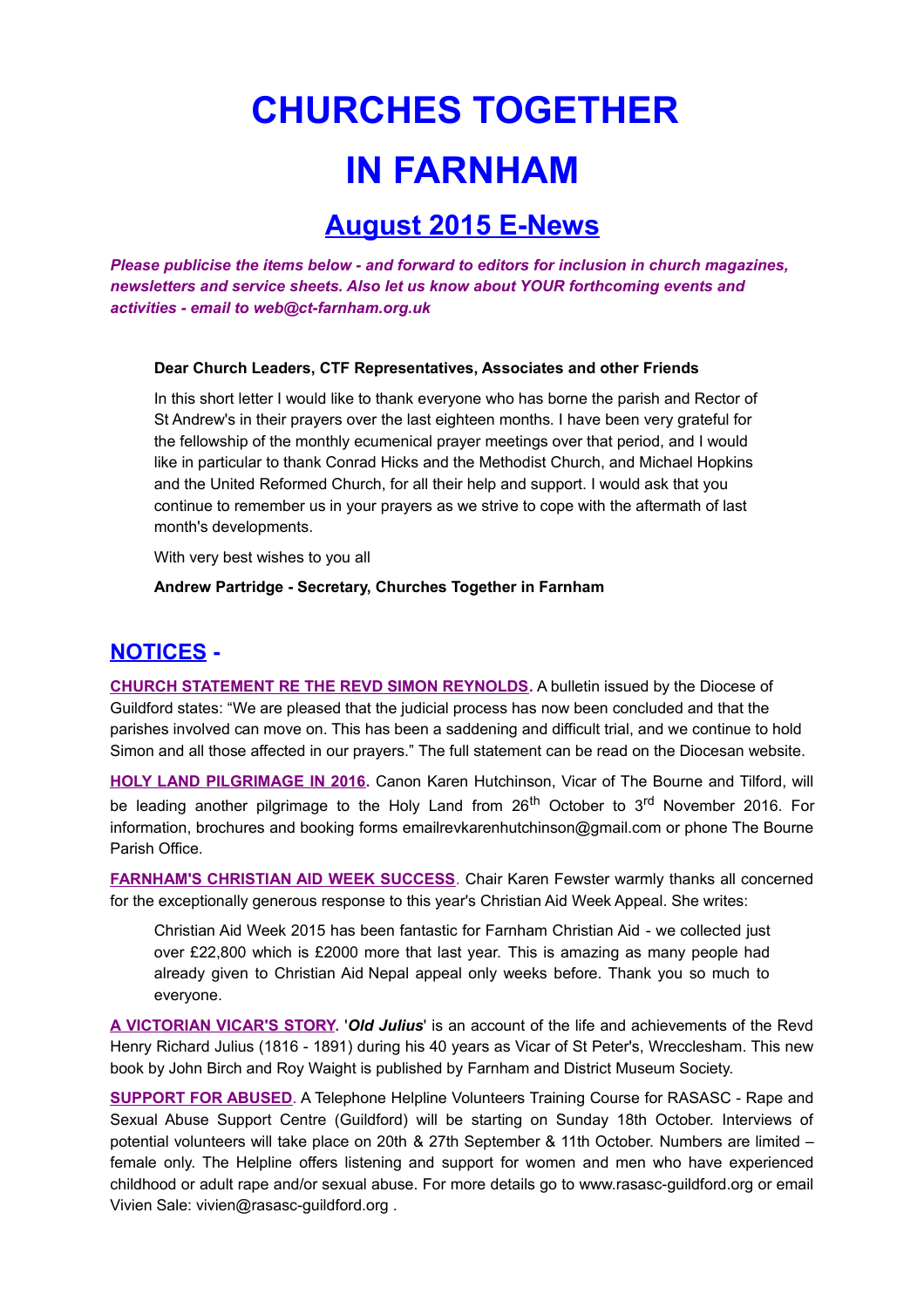# CHURCHES TOGETHER IN FARNHAM

## August 2015 E-News

***Please publicise the items below - and forward to editors for inclusion in church magazines, newsletters and service sheets. Also let us know about YOUR forthcoming events and activities - email to web@ct-farnham.org.uk***

**Dear Church Leaders, CTF Representatives, Associates and other Friends**

In this short letter I would like to thank everyone who has borne the parish and Rector of St Andrew's in their prayers over the last eighteen months. I have been very grateful for the fellowship of the monthly ecumenical prayer meetings over that period, and I would like in particular to thank Conrad Hicks and the Methodist Church, and Michael Hopkins and the United Reformed Church, for all their help and support. I would ask that you continue to remember us in your prayers as we strive to cope with the aftermath of last month's developments.

With very best wishes to you all

**Andrew Partridge - Secretary, Churches Together in Farnham**

## NOTICES -

**CHURCH STATEMENT RE THE REVD SIMON REYNOLDS.** A bulletin issued by the Diocese of Guildford states: "We are pleased that the judicial process has now been concluded and that the parishes involved can move on. This has been a saddening and difficult trial, and we continue to hold Simon and all those affected in our prayers." The full statement can be read on the Diocesan website.

**HOLY LAND PILGRIMAGE IN 2016.** Canon Karen Hutchinson, Vicar of The Bourne and Tilford, will be leading another pilgrimage to the Holy Land from 26th October to 3rd November 2016. For information, brochures and booking forms emailrevkarenhutchinson@gmail.com or phone The Bourne Parish Office.

**FARNHAM'S CHRISTIAN AID WEEK SUCCESS**. Chair Karen Fewster warmly thanks all concerned for the exceptionally generous response to this year's Christian Aid Week Appeal. She writes:

> Christian Aid Week 2015 has been fantastic for Farnham Christian Aid - we collected just over £22,800 which is £2000 more that last year. This is amazing as many people had already given to Christian Aid Nepal appeal only weeks before. Thank you so much to everyone.

**A VICTORIAN VICAR'S STORY**. '***Old Julius***' is an account of the life and achievements of the Revd Henry Richard Julius (1816 - 1891) during his 40 years as Vicar of St Peter's, Wrecclesham. This new book by John Birch and Roy Waight is published by Farnham and District Museum Society.

**SUPPORT FOR ABUSED**. A Telephone Helpline Volunteers Training Course for RASASC - Rape and Sexual Abuse Support Centre (Guildford) will be starting on Sunday 18th October. Interviews of potential volunteers will take place on 20th & 27th September & 11th October. Numbers are limited – female only. The Helpline offers listening and support for women and men who have experienced childhood or adult rape and/or sexual abuse. For more details go to www.rasasc-guildford.org or email Vivien Sale: vivien@rasasc-guildford.org .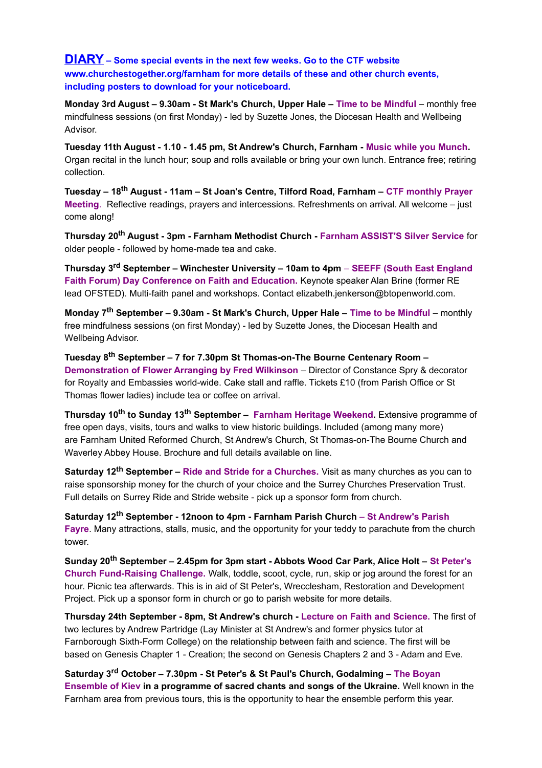**DIARY – Some special events in the next few weeks. Go to the CTF website www.churchestogether.org/farnham for more details of these and other church events, including posters to download for your noticeboard.**

**Monday 3rd August – 9.30am - St Mark's Church, Upper Hale – Time to be Mindful** – monthly free mindfulness sessions (on first Monday) - led by Suzette Jones, the Diocesan Health and Wellbeing Advisor.

**Tuesday 11th August - 1.10 - 1.45 pm, St Andrew's Church, Farnham - Music while you Munch.** Organ recital in the lunch hour; soup and rolls available or bring your own lunch. Entrance free; retiring collection.

**Tuesday – 18th August - 11am – St Joan's Centre, Tilford Road, Farnham – CTF monthly Prayer Meeting**. Reflective readings, prayers and intercessions. Refreshments on arrival. All welcome – just come along!

**Thursday 20th August - 3pm - Farnham Methodist Church - Farnham ASSIST'S Silver Service** for older people - followed by home-made tea and cake.

**Thursday 3rd September – Winchester University – 10am to 4pm – SEEFF (South East England Faith Forum) Day Conference on Faith and Education.** Keynote speaker Alan Brine (former RE lead OFSTED). Multi-faith panel and workshops. Contact elizabeth.jenkerson@btopenworld.com.

**Monday 7th September – 9.30am - St Mark's Church, Upper Hale – Time to be Mindful** – monthly free mindfulness sessions (on first Monday) - led by Suzette Jones, the Diocesan Health and Wellbeing Advisor.

**Tuesday 8th September – 7 for 7.30pm St Thomas-on-The Bourne Centenary Room – Demonstration of Flower Arranging by Fred Wilkinson** – Director of Constance Spry & decorator for Royalty and Embassies world-wide. Cake stall and raffle. Tickets £10 (from Parish Office or St Thomas flower ladies) include tea or coffee on arrival.

**Thursday 10th to Sunday 13th September – Farnham Heritage Weekend.** Extensive programme of free open days, visits, tours and walks to view historic buildings. Included (among many more) are Farnham United Reformed Church, St Andrew's Church, St Thomas-on-The Bourne Church and Waverley Abbey House. Brochure and full details available on line.

**Saturday 12th September – Ride and Stride for a Churches.** Visit as many churches as you can to raise sponsorship money for the church of your choice and the Surrey Churches Preservation Trust. Full details on Surrey Ride and Stride website - pick up a sponsor form from church.

**Saturday 12th September - 12noon to 4pm - Farnham Parish Church – St Andrew's Parish Fayre**. Many attractions, stalls, music, and the opportunity for your teddy to parachute from the church tower.

**Sunday 20th September – 2.45pm for 3pm start - Abbots Wood Car Park, Alice Holt – St Peter's Church Fund-Raising Challenge.** Walk, toddle, scoot, cycle, run, skip or jog around the forest for an hour. Picnic tea afterwards. This is in aid of St Peter's, Wrecclesham, Restoration and Development Project. Pick up a sponsor form in church or go to parish website for more details.

**Thursday 24th September - 8pm, St Andrew's church - Lecture on Faith and Science.** The first of two lectures by Andrew Partridge (Lay Minister at St Andrew's and former physics tutor at Farnborough Sixth-Form College) on the relationship between faith and science. The first will be based on Genesis Chapter 1 - Creation; the second on Genesis Chapters 2 and 3 - Adam and Eve.

**Saturday 3rd October – 7.30pm - St Peter's & St Paul's Church, Godalming – The Boyan Ensemble of Kiev in a programme of sacred chants and songs of the Ukraine.** Well known in the Farnham area from previous tours, this is the opportunity to hear the ensemble perform this year.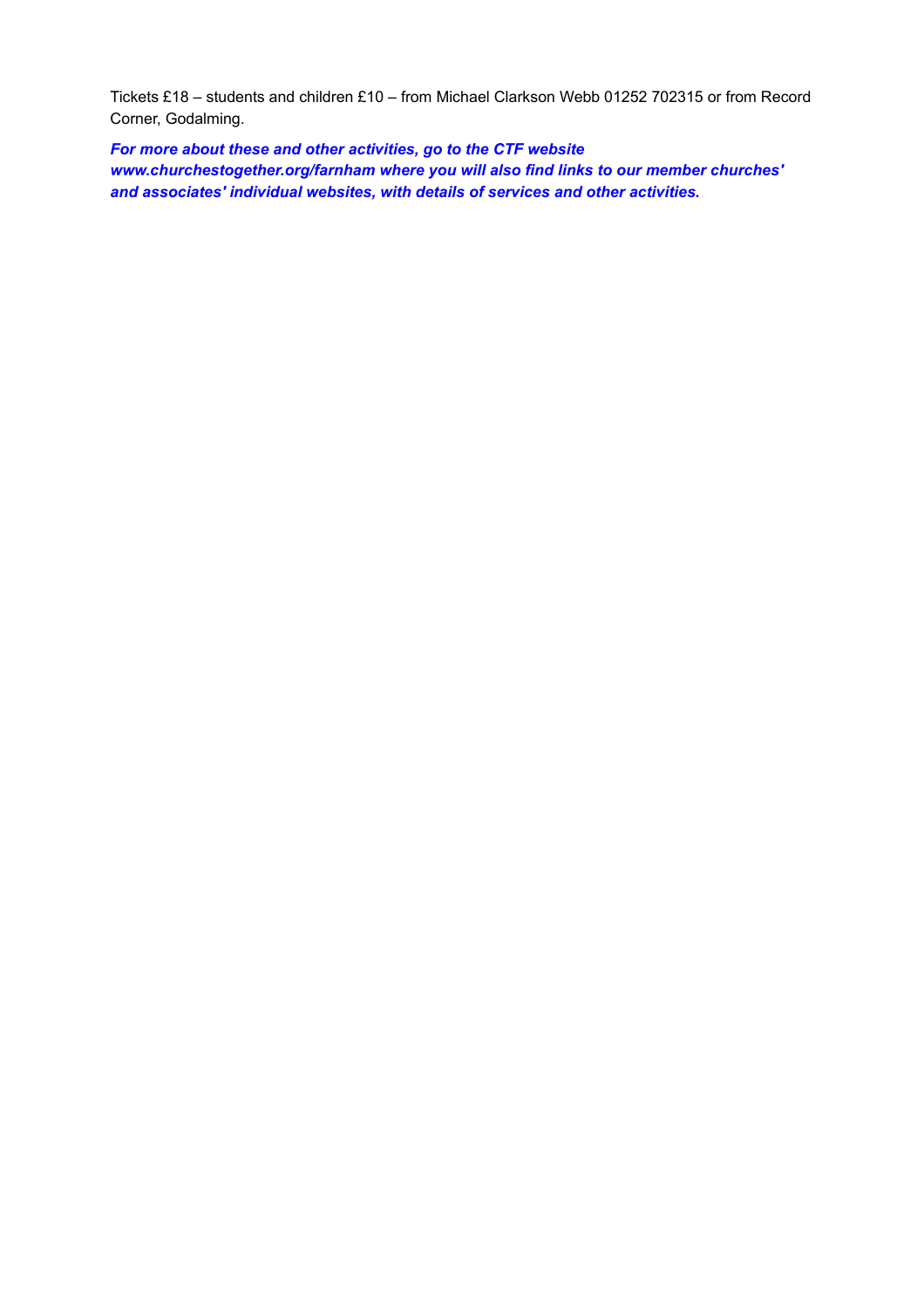Tickets £18 – students and children £10 – from Michael Clarkson Webb 01252 702315 or from Record Corner, Godalming.

***For more about these and other activities, go to the CTF website www.churchestogether.org/farnham where you will also find links to our member churches' and associates' individual websites, with details of services and other activities.***